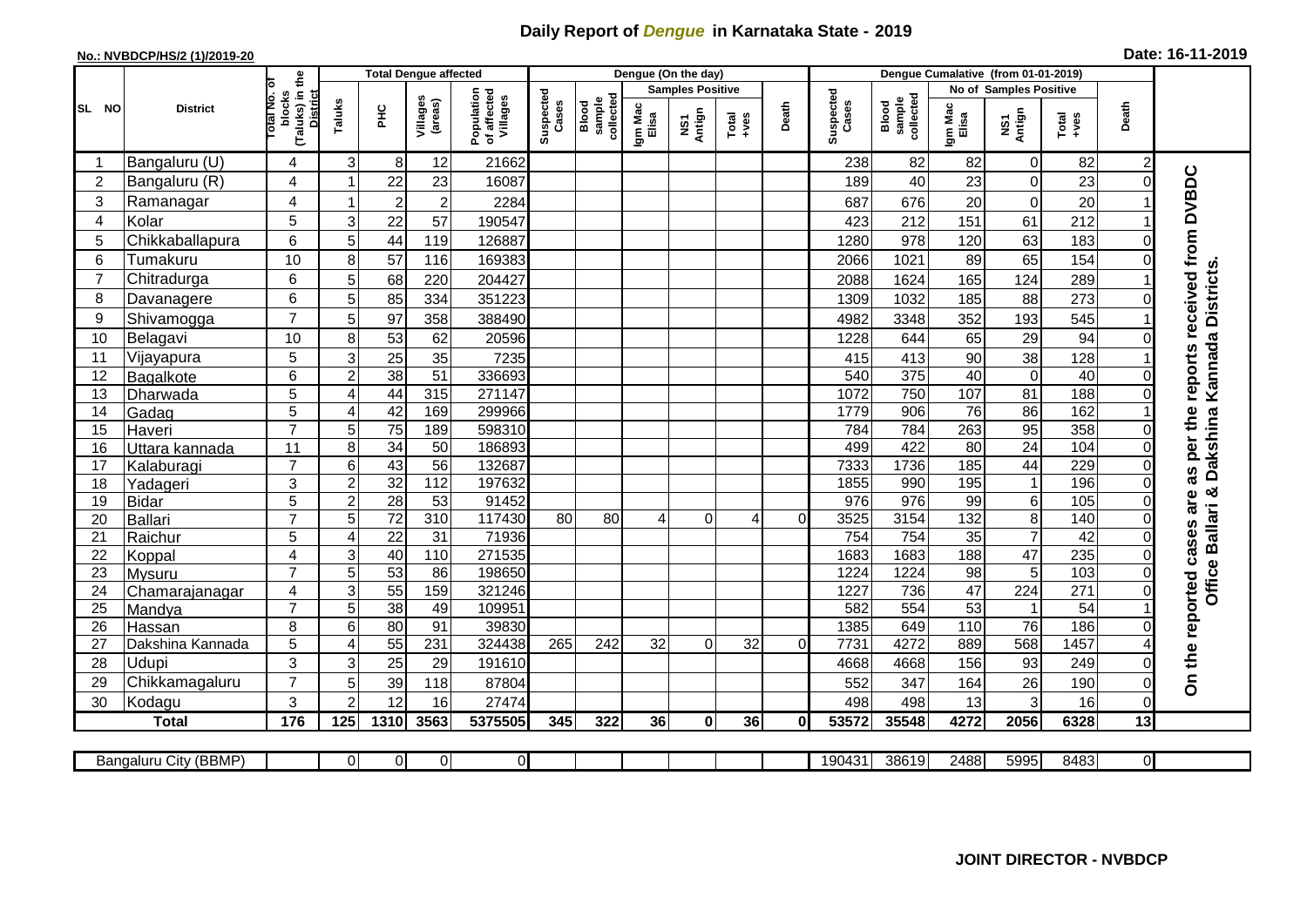# Daily Report of *Dengue* in Karnataka State - 2019

**No.: NVBDCP/HS/2 (1)/2019-20**

**Date: 16-11-2019**

| SL NO | District | Total No. of blocks (Taluks) in the District | Total Dengue affected | | | | Dengue (On the day) | | | | | | | Dengue Cumalative (from 01-01-2019) | | | | | | | |
|---|---|---|---|---|---|---|---|---|---|---|---|---|---|---|---|---|---|---|---|---|
| | | | Taluks | PHC | Villages (areas) | Population of affected Villages | Suspected Cases | Blood sample collected | Samples Positive | | | Death | Suspected Cases | Blood sample collected | No of Samples Positive | | | Death | |
| | | | | | | | | | Igm Mac Elisa | NS1 Antign | Total +ves | | | | Igm Mac Elisa | NS1 Antign | Total +ves | | |
| 1 | Bangaluru (U) | 4 | 3 | 8 | 12 | 21662 | | | | | | | 238 | 82 | 82 | 0 | 82 | 2 | On the reported cases are as per the reports received from DVBDC Office Ballari & Dakshina Kannada Districts. |
| 2 | Bangaluru (R) | 4 | 1 | 22 | 23 | 16087 | | | | | | | 189 | 40 | 23 | 0 | 23 | 0 | |
| 3 | Ramanagar | 4 | 1 | 2 | 2 | 2284 | | | | | | | 687 | 676 | 20 | 0 | 20 | 1 | |
| 4 | Kolar | 5 | 3 | 22 | 57 | 190547 | | | | | | | 423 | 212 | 151 | 61 | 212 | 1 | |
| 5 | Chikkaballapura | 6 | 5 | 44 | 119 | 126887 | | | | | | | 1280 | 978 | 120 | 63 | 183 | 0 | |
| 6 | Tumakuru | 10 | 8 | 57 | 116 | 169383 | | | | | | | 2066 | 1021 | 89 | 65 | 154 | 0 | |
| 7 | Chitradurga | 6 | 5 | 68 | 220 | 204427 | | | | | | | 2088 | 1624 | 165 | 124 | 289 | 1 | |
| 8 | Davanagere | 6 | 5 | 85 | 334 | 351223 | | | | | | | 1309 | 1032 | 185 | 88 | 273 | 0 | |
| 9 | Shivamogga | 7 | 5 | 97 | 358 | 388490 | | | | | | | 4982 | 3348 | 352 | 193 | 545 | 1 | |
| 10 | Belagavi | 10 | 8 | 53 | 62 | 20596 | | | | | | | 1228 | 644 | 65 | 29 | 94 | 0 | |
| 11 | Vijayapura | 5 | 3 | 25 | 35 | 7235 | | | | | | | 415 | 413 | 90 | 38 | 128 | 1 | |
| 12 | Bagalkote | 6 | 2 | 38 | 51 | 336693 | | | | | | | 540 | 375 | 40 | 0 | 40 | 0 | |
| 13 | Dharwada | 5 | 4 | 44 | 315 | 271147 | | | | | | | 1072 | 750 | 107 | 81 | 188 | 0 | |
| 14 | Gadag | 5 | 4 | 42 | 169 | 299966 | | | | | | | 1779 | 906 | 76 | 86 | 162 | 1 | |
| 15 | Haveri | 7 | 5 | 75 | 189 | 598310 | | | | | | | 784 | 784 | 263 | 95 | 358 | 0 | |
| 16 | Uttara kannada | 11 | 8 | 34 | 50 | 186893 | | | | | | | 499 | 422 | 80 | 24 | 104 | 0 | |
| 17 | Kalaburagi | 7 | 6 | 43 | 56 | 132687 | | | | | | | 7333 | 1736 | 185 | 44 | 229 | 0 | |
| 18 | Yadageri | 3 | 2 | 32 | 112 | 197632 | | | | | | | 1855 | 990 | 195 | 1 | 196 | 0 | |
| 19 | Bidar | 5 | 2 | 28 | 53 | 91452 | | | | | | | 976 | 976 | 99 | 6 | 105 | 0 | |
| 20 | Ballari | 7 | 5 | 72 | 310 | 117430 | 80 | 80 | 4 | 0 | 4 | 0 | 3525 | 3154 | 132 | 8 | 140 | 0 | |
| 21 | Raichur | 5 | 4 | 22 | 31 | 71936 | | | | | | | 754 | 754 | 35 | 7 | 42 | 0 | |
| 22 | Koppal | 4 | 3 | 40 | 110 | 271535 | | | | | | | 1683 | 1683 | 188 | 47 | 235 | 0 | |
| 23 | Mysuru | 7 | 5 | 53 | 86 | 198650 | | | | | | | 1224 | 1224 | 98 | 5 | 103 | 0 | |
| 24 | Chamarajanagar | 4 | 3 | 55 | 159 | 321246 | | | | | | | 1227 | 736 | 47 | 224 | 271 | 0 | |
| 25 | Mandya | 7 | 5 | 38 | 49 | 109951 | | | | | | | 582 | 554 | 53 | 1 | 54 | 1 | |
| 26 | Hassan | 8 | 6 | 80 | 91 | 39830 | | | | | | | 1385 | 649 | 110 | 76 | 186 | 0 | |
| 27 | Dakshina Kannada | 5 | 4 | 55 | 231 | 324438 | 265 | 242 | 32 | 0 | 32 | 0 | 7731 | 4272 | 889 | 568 | 1457 | 4 | |
| 28 | Udupi | 3 | 3 | 25 | 29 | 191610 | | | | | | | 4668 | 4668 | 156 | 93 | 249 | 0 | |
| 29 | Chikkamagaluru | 7 | 5 | 39 | 118 | 87804 | | | | | | | 552 | 347 | 164 | 26 | 190 | 0 | |
| 30 | Kodagu | 3 | 2 | 12 | 16 | 27474 | | | | | | | 498 | 498 | 13 | 3 | 16 | 0 | |
| | **Total** | **176** | **125** | **1310** | **3563** | **5375505** | **345** | **322** | **36** | **0** | **36** | **0** | **53572** | **35548** | **4272** | **2056** | **6328** | **13** | |

| Bangaluru City (BBMP) | | 0 | 0 | 0 | 0 | | | | | | | 190431 | 38619 | 2488 | 5995 | 8483 | 0 | |
|---|---|---|---|---|---|---|---|---|---|---|---|---|---|---|---|---|---|---|

**JOINT DIRECTOR - NVBDCP**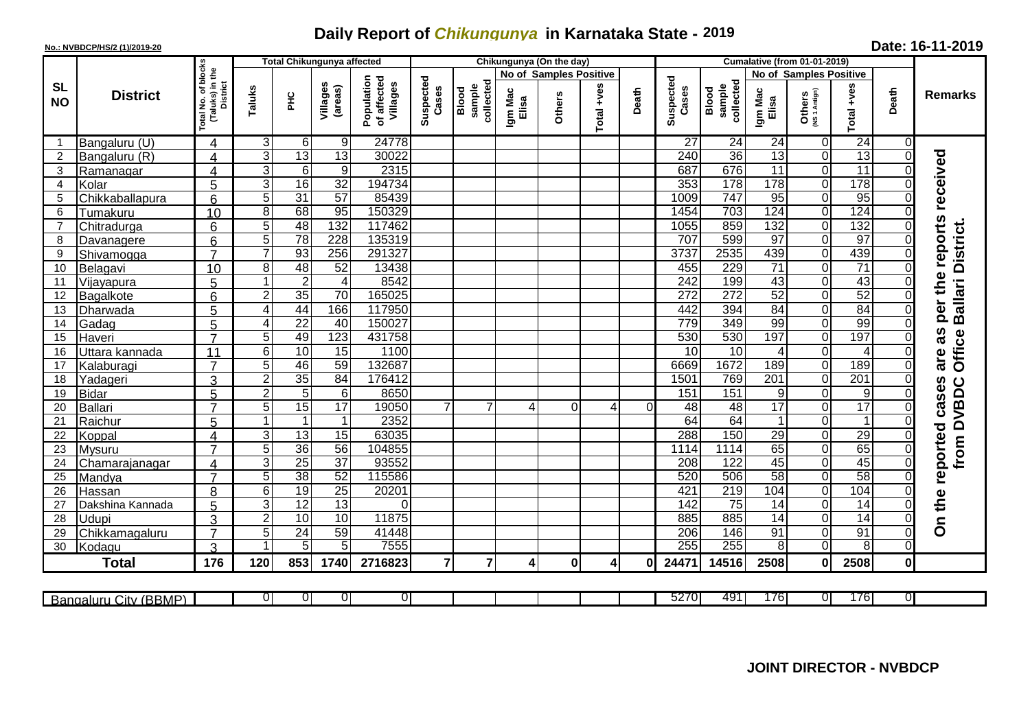# Daily Report of *Chikungunya* in Karnataka State - 2019

**No.: NVBDCP/HS/2 (1)/2019-20**

**Date: 16-11-2019**

| SL NO | District | Total No. of blocks (Taluks) in the District | Total Chikungunya affected | | | | Chikungunya (On the day) | | | | | | | Cumalative (from 01-01-2019) | | | | | | | Remarks |
|---|---|---|---|---|---|---|---|---|---|---|---|---|---|---|---|---|---|---|---|---|---|
| | | | | | | | | | No of Samples Positive | | | | | | | No of Samples Positive | | | | | |
| | | | Taluks | PHC | Villages (areas) | Population of affected Villages | Suspected Cases | Blood sample collected | Igm Mac Elisa | Others | Total +ves | Death | Suspected Cases | Blood sample collected | Igm Mac Elisa | Others (NS1 Antign) | Total +ves | Death | |
| 1 | Bangaluru (U) | 4 | 3 | 6 | 9 | 24778 | | | | | | | 27 | 24 | 24 | 0 | 24 | 0 | On the reported cases are as per the reports received from DVBDC Office Ballari District. |
| 2 | Bangaluru (R) | 4 | 3 | 13 | 13 | 30022 | | | | | | | 240 | 36 | 13 | 0 | 13 | 0 | |
| 3 | Ramanagar | 4 | 3 | 6 | 9 | 2315 | | | | | | | 687 | 676 | 11 | 0 | 11 | 0 | |
| 4 | Kolar | 5 | 3 | 16 | 32 | 194734 | | | | | | | 353 | 178 | 178 | 0 | 178 | 0 | |
| 5 | Chikkaballapura | 6 | 5 | 31 | 57 | 85439 | | | | | | | 1009 | 747 | 95 | 0 | 95 | 0 | |
| 6 | Tumakuru | 10 | 8 | 68 | 95 | 150329 | | | | | | | 1454 | 703 | 124 | 0 | 124 | 0 | |
| 7 | Chitradurga | 6 | 5 | 48 | 132 | 117462 | | | | | | | 1055 | 859 | 132 | 0 | 132 | 0 | |
| 8 | Davanagere | 6 | 5 | 78 | 228 | 135319 | | | | | | | 707 | 599 | 97 | 0 | 97 | 0 | |
| 9 | Shivamogga | 7 | 7 | 93 | 256 | 291327 | | | | | | | 3737 | 2535 | 439 | 0 | 439 | 0 | |
| 10 | Belagavi | 10 | 8 | 48 | 52 | 13438 | | | | | | | 455 | 229 | 71 | 0 | 71 | 0 | |
| 11 | Vijayapura | 5 | 1 | 2 | 4 | 8542 | | | | | | | 242 | 199 | 43 | 0 | 43 | 0 | |
| 12 | Bagalkote | 6 | 2 | 35 | 70 | 165025 | | | | | | | 272 | 272 | 52 | 0 | 52 | 0 | |
| 13 | Dharwada | 5 | 4 | 44 | 166 | 117950 | | | | | | | 442 | 394 | 84 | 0 | 84 | 0 | |
| 14 | Gadag | 5 | 4 | 22 | 40 | 150027 | | | | | | | 779 | 349 | 99 | 0 | 99 | 0 | |
| 15 | Haveri | 7 | 5 | 49 | 123 | 431758 | | | | | | | 530 | 530 | 197 | 0 | 197 | 0 | |
| 16 | Uttara kannada | 11 | 6 | 10 | 15 | 1100 | | | | | | | 10 | 10 | 4 | 0 | 4 | 0 | |
| 17 | Kalaburagi | 7 | 5 | 46 | 59 | 132687 | | | | | | | 6669 | 1672 | 189 | 0 | 189 | 0 | |
| 18 | Yadageri | 3 | 2 | 35 | 84 | 176412 | | | | | | | 1501 | 769 | 201 | 0 | 201 | 0 | |
| 19 | Bidar | 5 | 2 | 5 | 6 | 8650 | | | | | | | 151 | 151 | 9 | 0 | 9 | 0 | |
| 20 | Ballari | 7 | 5 | 15 | 17 | 19050 | 7 | 7 | 4 | 0 | 4 | 0 | 48 | 48 | 17 | 0 | 17 | 0 | |
| 21 | Raichur | 5 | 1 | 1 | 1 | 2352 | | | | | | | 64 | 64 | 1 | 0 | 1 | 0 | |
| 22 | Koppal | 4 | 3 | 13 | 15 | 63035 | | | | | | | 288 | 150 | 29 | 0 | 29 | 0 | |
| 23 | Mysuru | 7 | 5 | 36 | 56 | 104855 | | | | | | | 1114 | 1114 | 65 | 0 | 65 | 0 | |
| 24 | Chamarajanagar | 4 | 3 | 25 | 37 | 93552 | | | | | | | 208 | 122 | 45 | 0 | 45 | 0 | |
| 25 | Mandya | 7 | 5 | 38 | 52 | 115586 | | | | | | | 520 | 506 | 58 | 0 | 58 | 0 | |
| 26 | Hassan | 8 | 6 | 19 | 25 | 20201 | | | | | | | 421 | 219 | 104 | 0 | 104 | 0 | |
| 27 | Dakshina Kannada | 5 | 3 | 12 | 13 | 0 | | | | | | | 142 | 75 | 14 | 0 | 14 | 0 | |
| 28 | Udupi | 3 | 2 | 10 | 10 | 11875 | | | | | | | 885 | 885 | 14 | 0 | 14 | 0 | |
| 29 | Chikkamagaluru | 7 | 5 | 24 | 59 | 41448 | | | | | | | 206 | 146 | 91 | 0 | 91 | 0 | |
| 30 | Kodagu | 3 | 1 | 5 | 5 | 7555 | | | | | | | 255 | 255 | 8 | 0 | 8 | 0 | |
| **Total** | | **176** | **120** | **853** | **1740** | **2716823** | **7** | **7** | **4** | **0** | **4** | **0** | **24471** | **14516** | **2508** | **0** | **2508** | **0** | |

| | | | | | | | | | | | | | | | | | | | |
|---|---|---|---|---|---|---|---|---|---|---|---|---|---|---|---|---|---|---|---|
| Bangaluru City (BBMP) | | 0 | 0 | 0 | 0 | | | | | | | 5270 | 491 | 176 | 0 | 176 | 0 | |

**JOINT DIRECTOR - NVBDCP**